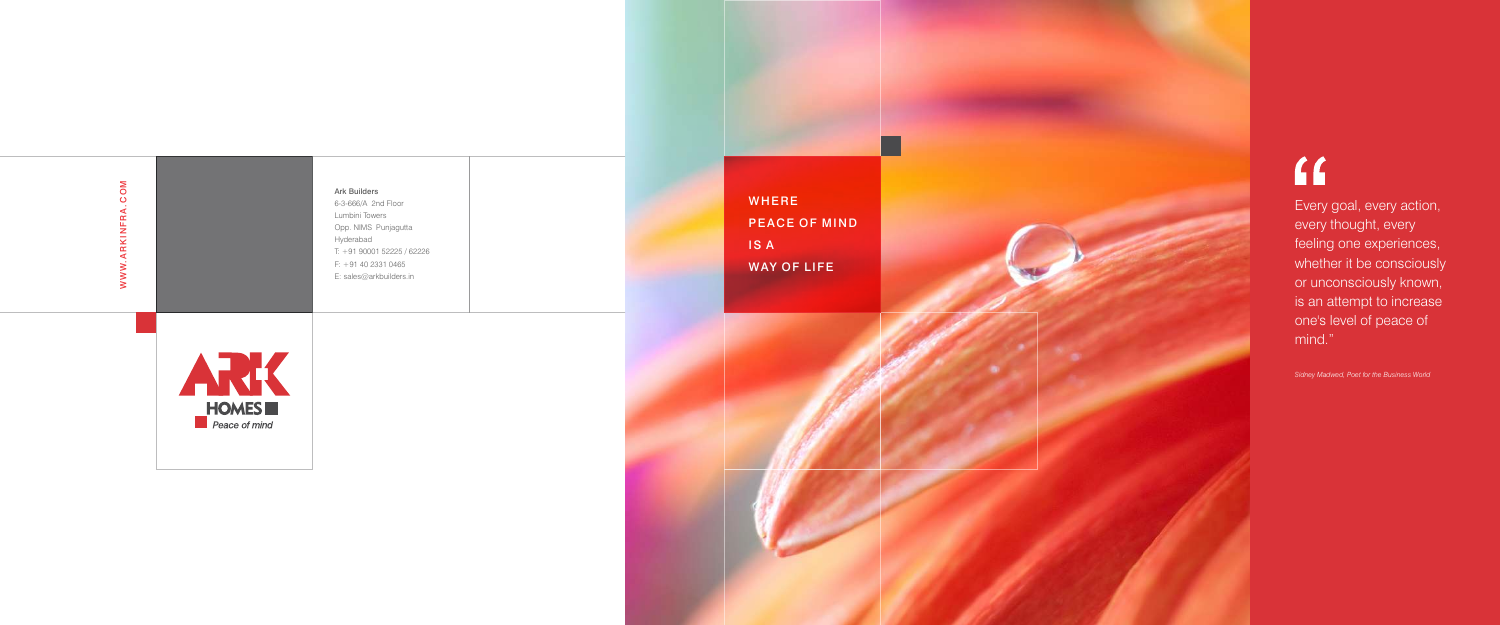WWW.ARKINFRA.COM

**Ark Builders**
6-3-666/A 2nd Floor
Lumbini Towers
Opp. NIMS Punjagutta
Hyderabad
T: +91 90001 52225 / 62226
F: +91 40 2331 0465
E: sales@arkbuilders.in

ARK HOMES
Peace of mind

**WHERE PEACE OF MIND IS A WAY OF LIFE**

"Every goal, every action, every thought, every feeling one experiences, whether it be consciously or unconsciously known, is an attempt to increase one's level of peace of mind."

*Sidney Madwed, Poet for the Business World*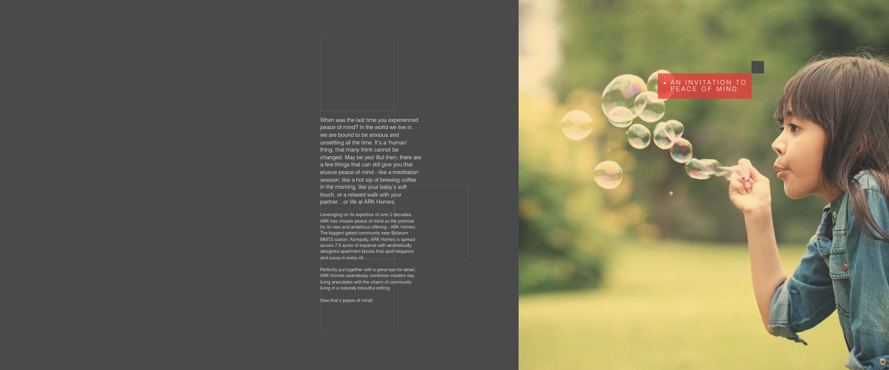# AN INVITATION TO PEACE OF MIND

When was the last time you experienced peace of mind? In the world we live in, we are bound to be anxious and unsettling all the time. It's a 'human' thing, that many think cannot be changed. May be yes! But then, there are a few things that can still give you that elusive peace of mind - like a meditation session, like a hot sip of brewing coffee in the morning, like your baby's soft touch, or a relaxed walk with your partner…or life at ARK Homes.

Leveraging on its expertise of over 2 decades, ARK has chosen peace of mind as the premise for its new and ambitious offering - ARK Homes. The biggest gated community near Bolarum MMTS station, Kompally, ARK Homes is spread across 7.5 acres of expanse with aesthetically designed apartment blocks that spell elegance and luxury in every sft.

Perfectly put together with a great eye-for-detail, ARK Homes seamlessly combines modern day living anecdotes with the charm of community living in a naturally beautiful setting.

Now that's peace of mind!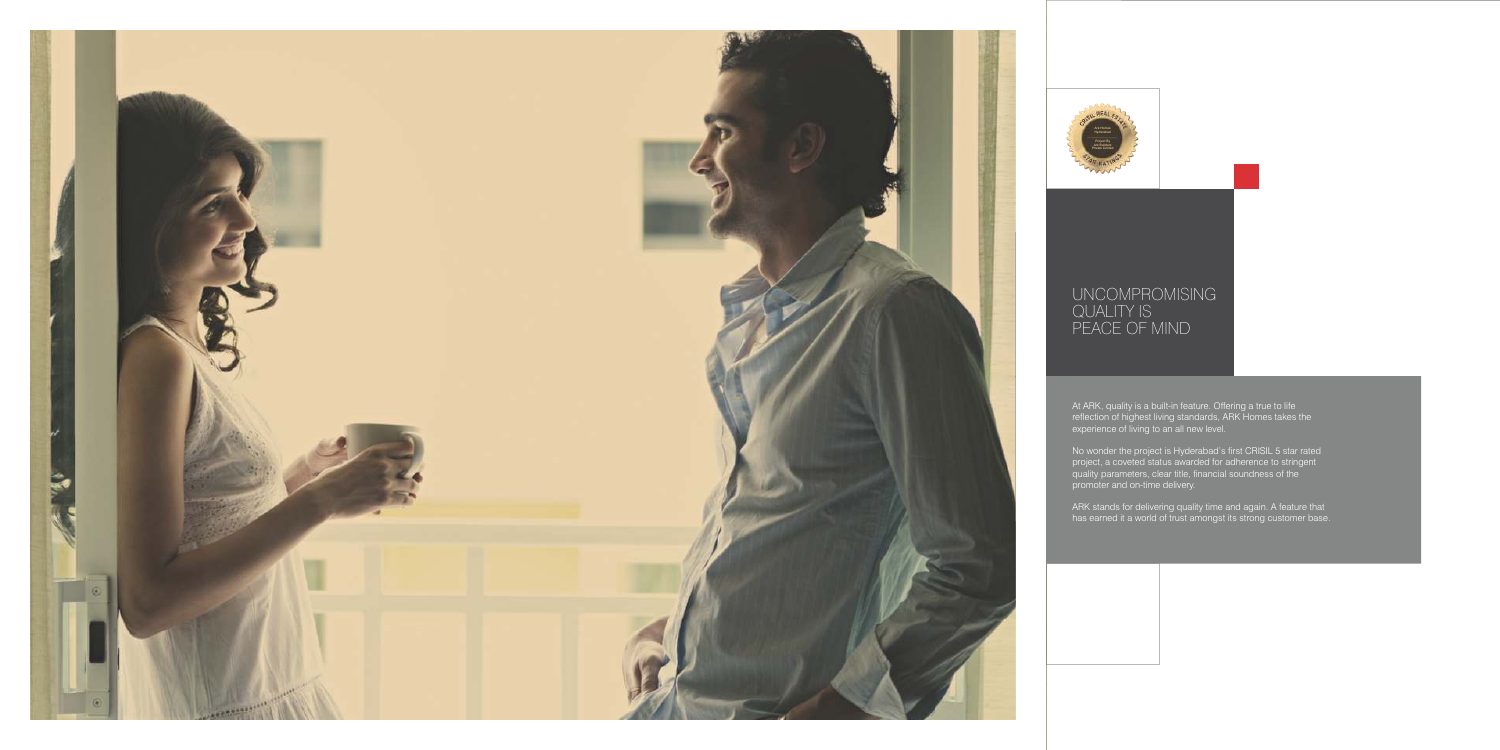# UNCOMPROMISING QUALITY IS PEACE OF MIND

At ARK, quality is a built-in feature. Offering a true to life reflection of highest living standards, ARK Homes takes the experience of living to an all new level.

No wonder the project is Hyderabad's first CRISIL 5 star rated project, a coveted status awarded for adherence to stringent quality parameters, clear title, financial soundness of the promoter and on-time delivery.

ARK stands for delivering quality time and again. A feature that has earned it a world of trust amongst its strong customer base.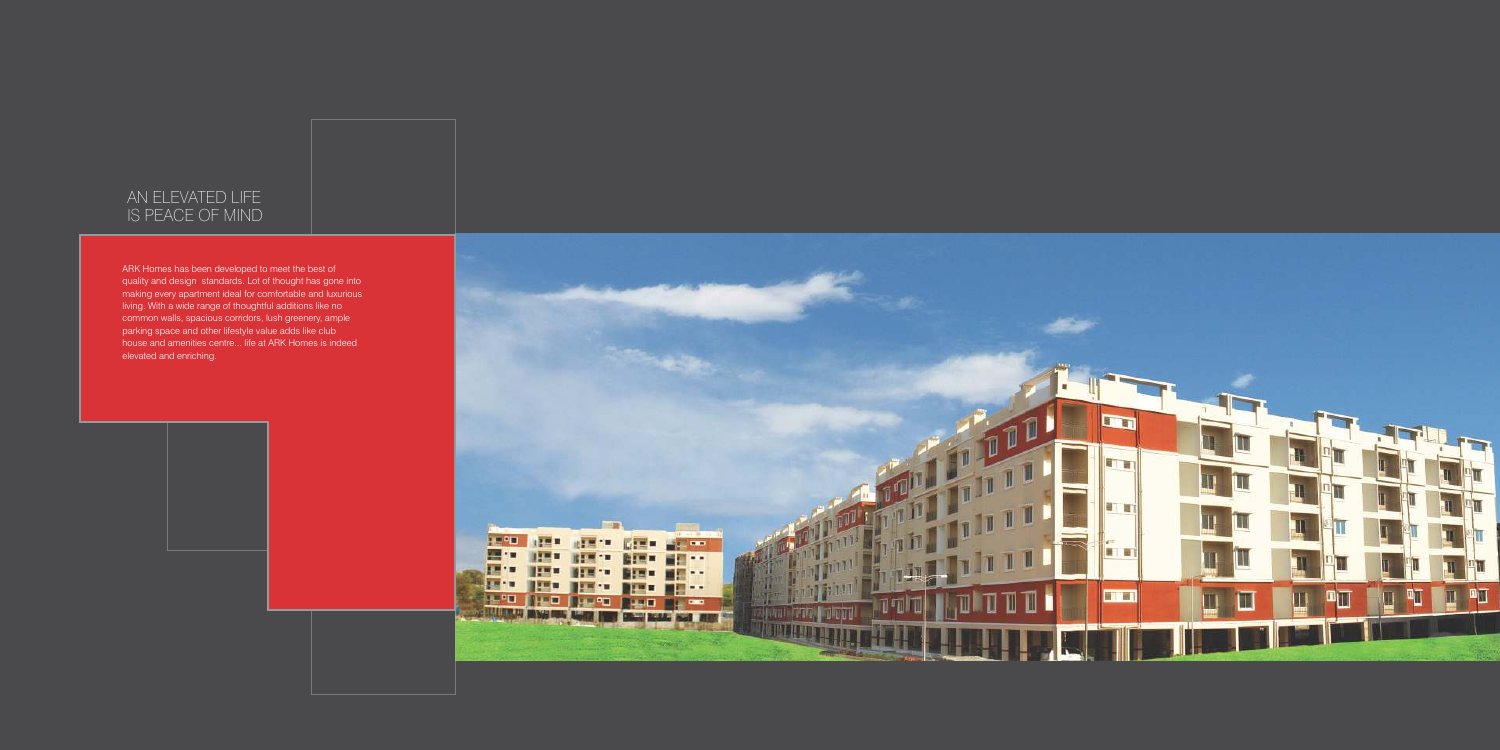# AN ELEVATED LIFE IS PEACE OF MIND

ARK Homes has been developed to meet the best of quality and design standards. Lot of thought has gone into making every apartment ideal for comfortable and luxurious living. With a wide range of thoughtful additions like no common walls, spacious corridors, lush greenery, ample parking space and other lifestyle value adds like club house and amenities centre... life at ARK Homes is indeed elevated and enriching.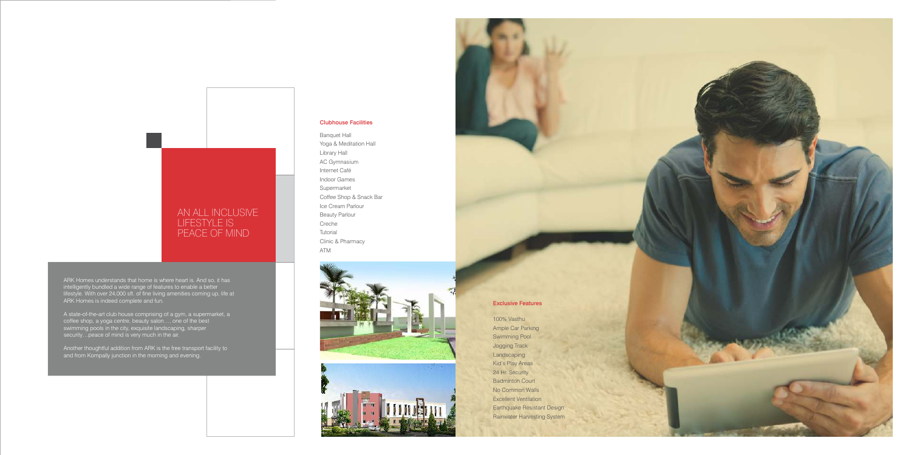# AN ALL INCLUSIVE LIFESTYLE IS PEACE OF MIND

ARK Homes understands that home is where heart is. And so, it has intelligently bundled a wide range of features to enable a better lifestyle. With over 24,000 sft. of fine living amenities coming up, life at ARK Homes is indeed complete and fun.

A state-of-the-art club house comprising of a gym, a supermarket, a coffee shop, a yoga centre, beauty salon…, one of the best swimming pools in the city, exquisite landscaping, sharper security…peace of mind is very much in the air.

Another thoughtful addition from ARK is the free transport facility to and from Kompally junction in the morning and evening.

## Clubhouse Facilities

- Banquet Hall
- Yoga & Meditation Hall
- Library Hall
- AC Gymnasium
- Internet Café
- Indoor Games
- Supermarket
- Coffee Shop & Snack Bar
- Ice Cream Parlour
- Beauty Parlour
- Creche
- Tutorial
- Clinic & Pharmacy
- ATM

## Exclusive Features

- 100% Vasthu
- Ample Car Parking
- Swimming Pool
- Jogging Track
- Landscaping
- Kid's Play Areas
- 24 Hr. Security
- Badminton Court
- No Common Walls
- Excellent Ventilation
- Earthquake Resistant Design
- Rainwater Harvesting System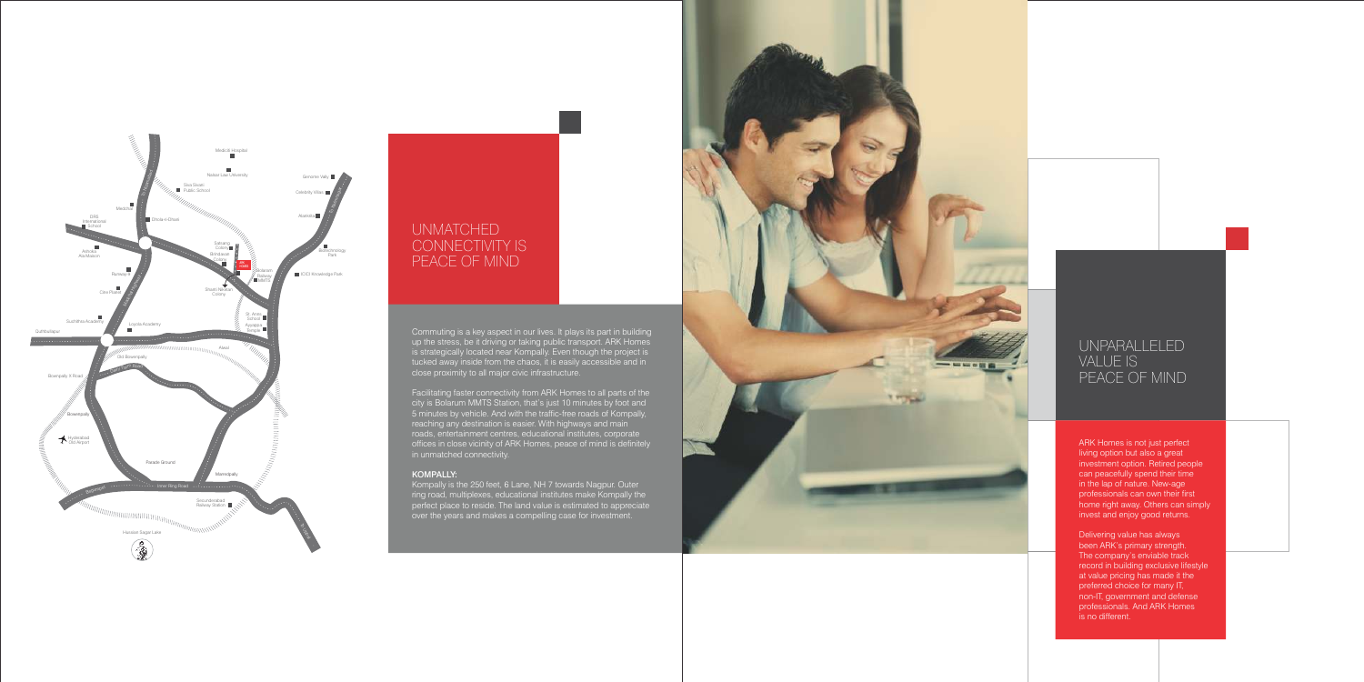## UNMATCHED CONNECTIVITY IS PEACE OF MIND

Commuting is a key aspect in our lives. It plays its part in building up the stress, be it driving or taking public transport. ARK Homes is strategically located near Kompally. Even though the project is tucked away inside from the chaos, it is easily accessible and in close proximity to all major civic infrastructure.

Facilitating faster connectivity from ARK Homes to all parts of the city is Bolarum MMTS Station, that's just 10 minutes by foot and 5 minutes by vehicle. And with the traffic-free roads of Kompally, reaching any destination is easier. With highways and main roads, entertainment centres, educational institutes, corporate offices in close vicinity of ARK Homes, peace of mind is definitely in unmatched connectivity.

**KOMPALLY:**

Kompally is the 250 feet, 6 Lane, NH 7 towards Nagpur. Outer ring road, multiplexes, educational institutes make Kompally the perfect place to reside. The land value is estimated to appreciate over the years and makes a compelling case for investment.

## UNPARALLELED VALUE IS PEACE OF MIND

ARK Homes is not just perfect living option but also a great investment option. Retired people can peacefully spend their time in the lap of nature. New-age professionals can own their first home right away. Others can simply invest and enjoy good returns.

Delivering value has always been ARK's primary strength. The company's enviable track record in building exclusive lifestyle at value pricing has made it the preferred choice for many IT, non-IT, government and defense professionals. And ARK Homes is no different.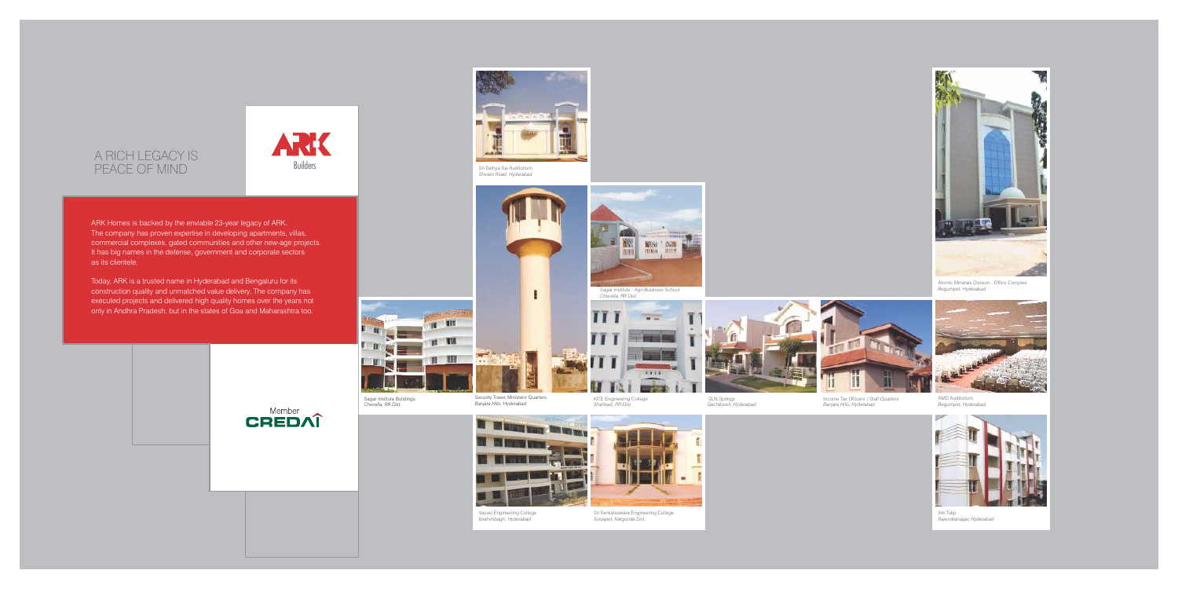# A RICH LEGACY IS PEACE OF MIND

ARK Builders

ARK Homes is backed by the enviable 23-year legacy of ARK. The company has proven expertise in developing apartments, villas, commercial complexes, gated communities and other new-age projects. It has big names in the defense, government and corporate sectors as its clientele.

Today, ARK is a trusted name in Hyderabad and Bengaluru for its construction quality and unmatched value delivery. The company has executed projects and delivered high quality homes over the years not only in Andhra Pradesh, but in the states of Goa and Maharashtra too.

Member CREDAI

Sri Sathya Sai Auditorium
*Shivam Road, Hyderabad*

Sagar Institute Buildings
*Chevella, RR Dist.*

Security Tower, Ministers' Quarters
*Banjara Hills, Hyderabad*

Sagar Institute - Agri Business School
*Chevella, RR Dist.*

KITE Engineering College
*Shahbad, RR Dist.*

Vasavi Engineering College
*Ibrahimbagh, Hyderabad*

Sri Venkateswara Engineering College
*Suryapet, Nalgonda Dist.*

SLN Springs
*Gachibowli, Hyderabad*

Income Tax Officers' / Staff Quarters
*Banjara Hills, Hyderabad*

Atomic Minerals Division - Office Complex
*Begumpet, Hyderabad*

AMD Auditorium
*Begumpet, Hyderabad*

Ark Tulip
*Rajendranagar, Hyderabad*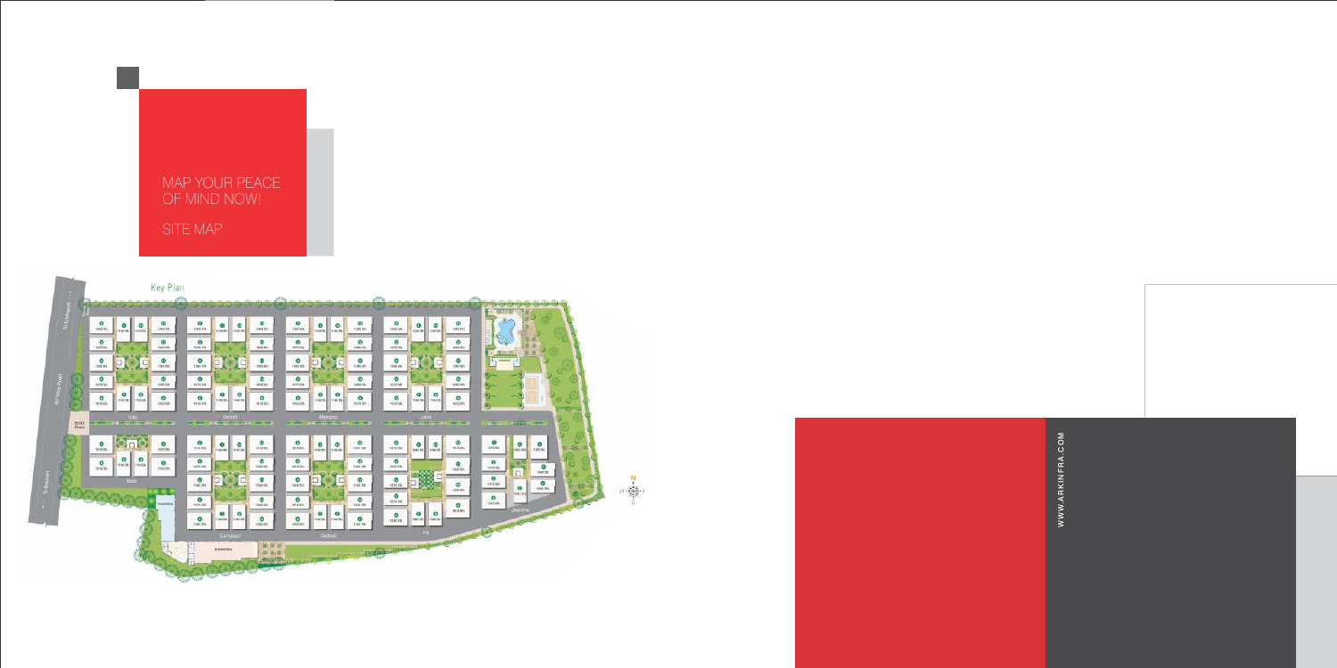MAP YOUR PEACE OF MIND NOW!

SITE MAP

Key Plan

WWW.ARKINFRA.COM